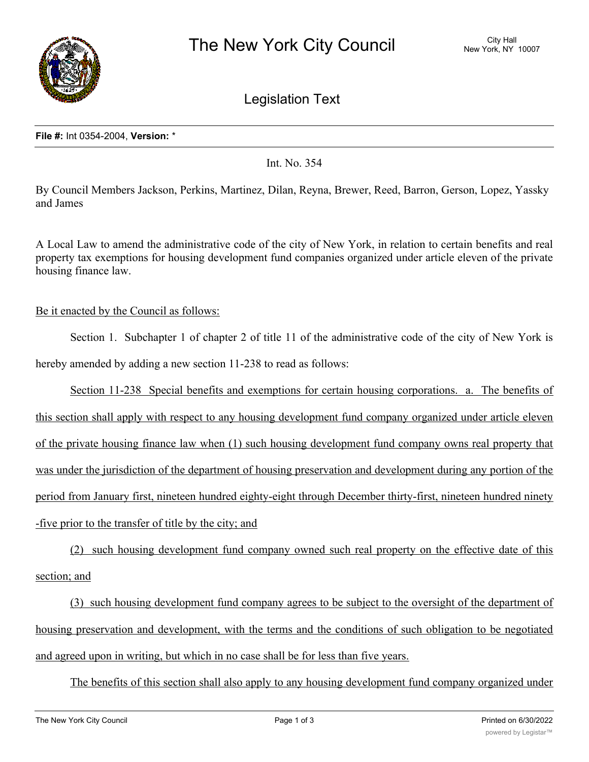# The New York City Council

City Hall
New York, NY 10007

## Legislation Text

**File #:** Int 0354-2004, **Version:** *

Int. No. 354

By Council Members Jackson, Perkins, Martinez, Dilan, Reyna, Brewer, Reed, Barron, Gerson, Lopez, Yassky and James

A Local Law to amend the administrative code of the city of New York, in relation to certain benefits and real property tax exemptions for housing development fund companies organized under article eleven of the private housing finance law.

Be it enacted by the Council as follows:

Section 1. Subchapter 1 of chapter 2 of title 11 of the administrative code of the city of New York is hereby amended by adding a new section 11-238 to read as follows:

Section 11-238 Special benefits and exemptions for certain housing corporations. a. The benefits of this section shall apply with respect to any housing development fund company organized under article eleven of the private housing finance law when (1) such housing development fund company owns real property that was under the jurisdiction of the department of housing preservation and development during any portion of the period from January first, nineteen hundred eighty-eight through December thirty-first, nineteen hundred ninety-five prior to the transfer of title by the city; and

(2) such housing development fund company owned such real property on the effective date of this section; and

(3) such housing development fund company agrees to be subject to the oversight of the department of housing preservation and development, with the terms and the conditions of such obligation to be negotiated and agreed upon in writing, but which in no case shall be for less than five years.

The benefits of this section shall also apply to any housing development fund company organized under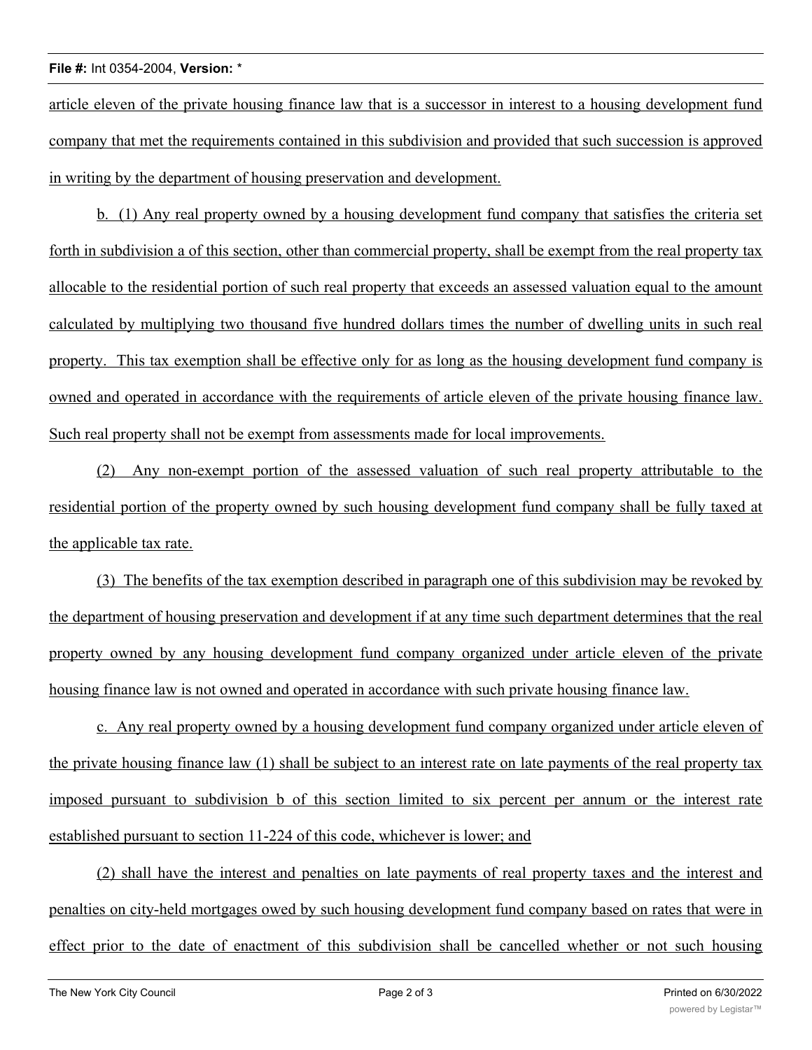article eleven of the private housing finance law that is a successor in interest to a housing development fund company that met the requirements contained in this subdivision and provided that such succession is approved in writing by the department of housing preservation and development.

b. (1) Any real property owned by a housing development fund company that satisfies the criteria set forth in subdivision a of this section, other than commercial property, shall be exempt from the real property tax allocable to the residential portion of such real property that exceeds an assessed valuation equal to the amount calculated by multiplying two thousand five hundred dollars times the number of dwelling units in such real property. This tax exemption shall be effective only for as long as the housing development fund company is owned and operated in accordance with the requirements of article eleven of the private housing finance law. Such real property shall not be exempt from assessments made for local improvements.

(2) Any non-exempt portion of the assessed valuation of such real property attributable to the residential portion of the property owned by such housing development fund company shall be fully taxed at the applicable tax rate.

(3) The benefits of the tax exemption described in paragraph one of this subdivision may be revoked by the department of housing preservation and development if at any time such department determines that the real property owned by any housing development fund company organized under article eleven of the private housing finance law is not owned and operated in accordance with such private housing finance law.

c. Any real property owned by a housing development fund company organized under article eleven of the private housing finance law (1) shall be subject to an interest rate on late payments of the real property tax imposed pursuant to subdivision b of this section limited to six percent per annum or the interest rate established pursuant to section 11-224 of this code, whichever is lower; and

(2) shall have the interest and penalties on late payments of real property taxes and the interest and penalties on city-held mortgages owed by such housing development fund company based on rates that were in effect prior to the date of enactment of this subdivision shall be cancelled whether or not such housing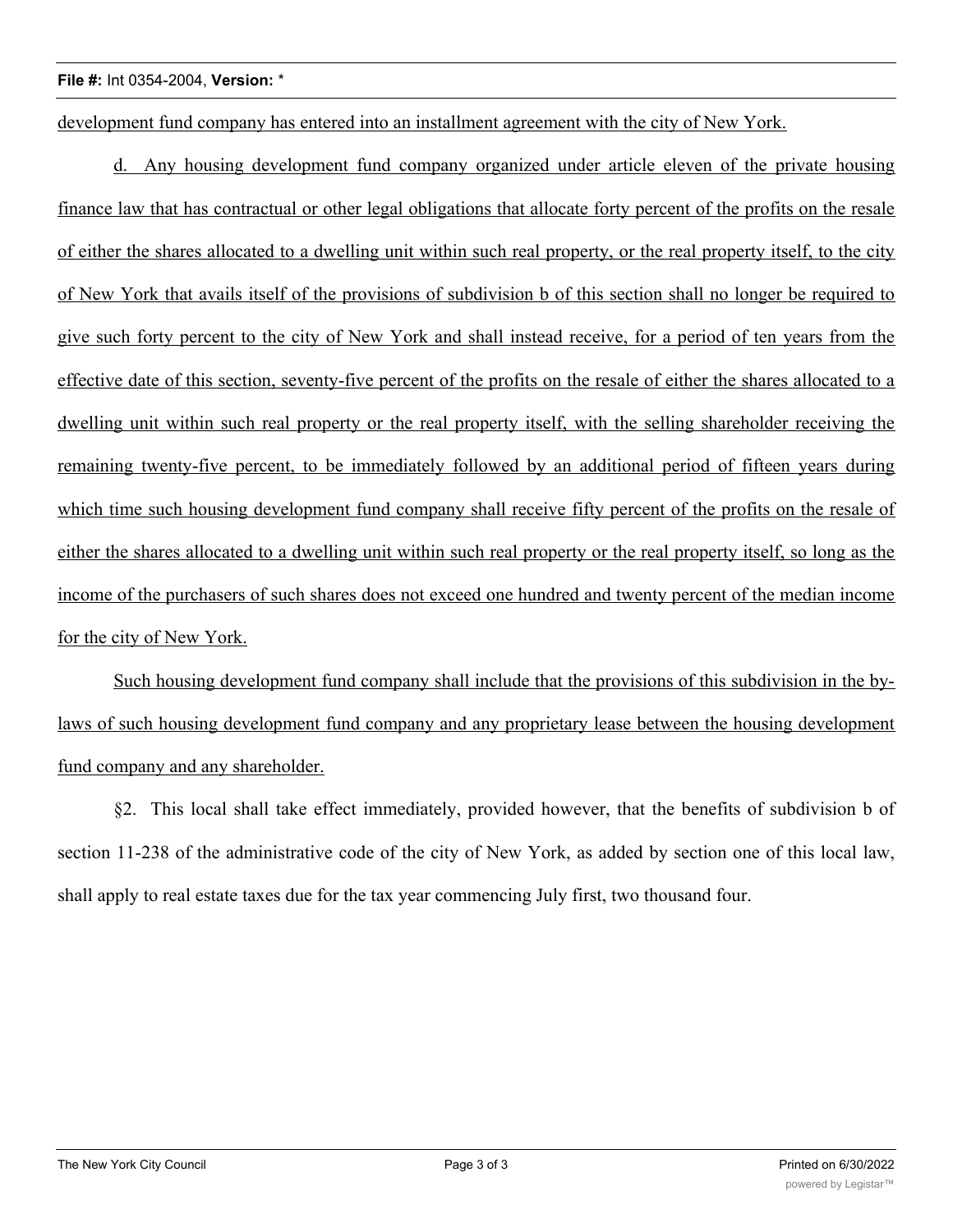development fund company has entered into an installment agreement with the city of New York.

d. Any housing development fund company organized under article eleven of the private housing finance law that has contractual or other legal obligations that allocate forty percent of the profits on the resale of either the shares allocated to a dwelling unit within such real property, or the real property itself, to the city of New York that avails itself of the provisions of subdivision b of this section shall no longer be required to give such forty percent to the city of New York and shall instead receive, for a period of ten years from the effective date of this section, seventy-five percent of the profits on the resale of either the shares allocated to a dwelling unit within such real property or the real property itself, with the selling shareholder receiving the remaining twenty-five percent, to be immediately followed by an additional period of fifteen years during which time such housing development fund company shall receive fifty percent of the profits on the resale of either the shares allocated to a dwelling unit within such real property or the real property itself, so long as the income of the purchasers of such shares does not exceed one hundred and twenty percent of the median income for the city of New York.

Such housing development fund company shall include that the provisions of this subdivision in the by-laws of such housing development fund company and any proprietary lease between the housing development fund company and any shareholder.

§2. This local shall take effect immediately, provided however, that the benefits of subdivision b of section 11-238 of the administrative code of the city of New York, as added by section one of this local law, shall apply to real estate taxes due for the tax year commencing July first, two thousand four.